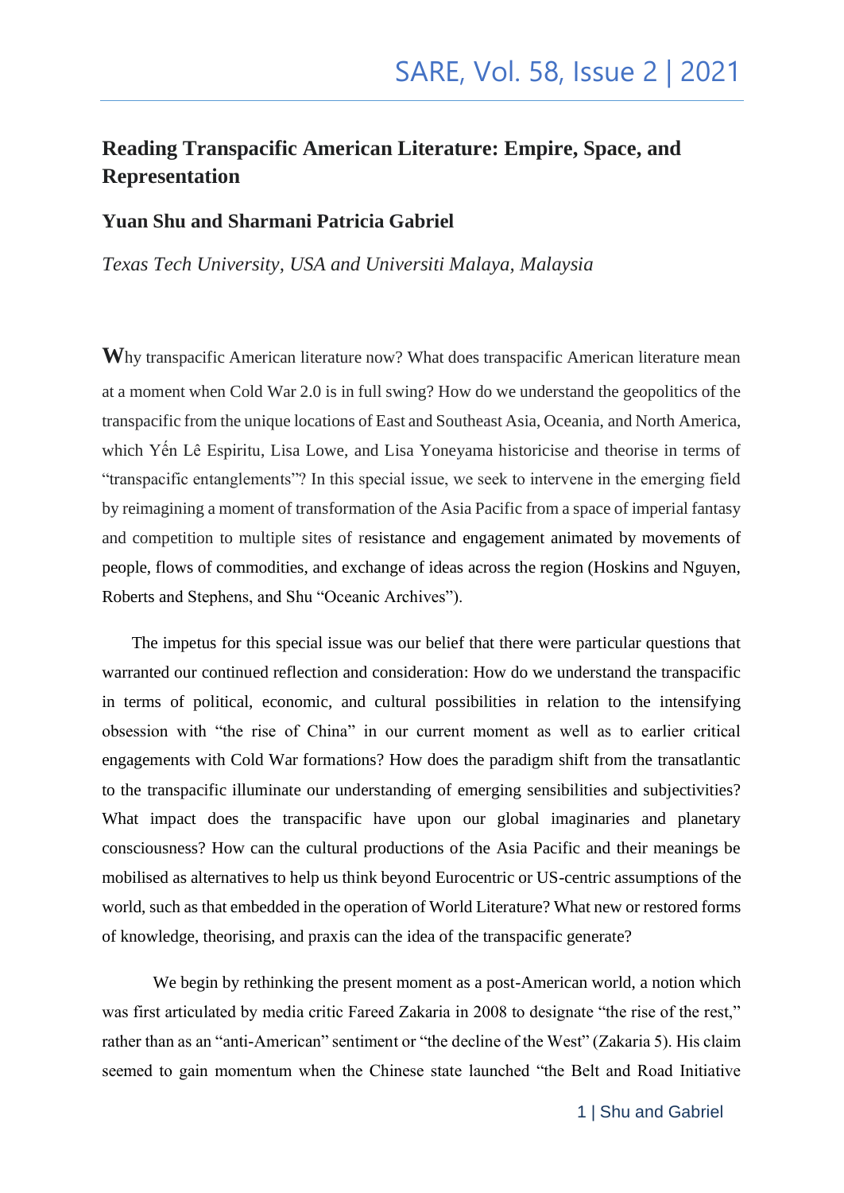# Reading Transpacific American Literature: Empire, Space, and Representation

## Yuan Shu and Sharmani Patricia Gabriel

*Texas Tech University, USA and Universiti Malaya, Malaysia*

**W**hy transpacific American literature now? What does transpacific American literature mean at a moment when Cold War 2.0 is in full swing? How do we understand the geopolitics of the transpacific from the unique locations of East and Southeast Asia, Oceania, and North America, which Yến Lê Espiritu, Lisa Lowe, and Lisa Yoneyama historicise and theorise in terms of "transpacific entanglements"? In this special issue, we seek to intervene in the emerging field by reimagining a moment of transformation of the Asia Pacific from a space of imperial fantasy and competition to multiple sites of resistance and engagement animated by movements of people, flows of commodities, and exchange of ideas across the region (Hoskins and Nguyen, Roberts and Stephens, and Shu "Oceanic Archives").

The impetus for this special issue was our belief that there were particular questions that warranted our continued reflection and consideration: How do we understand the transpacific in terms of political, economic, and cultural possibilities in relation to the intensifying obsession with "the rise of China" in our current moment as well as to earlier critical engagements with Cold War formations? How does the paradigm shift from the transatlantic to the transpacific illuminate our understanding of emerging sensibilities and subjectivities? What impact does the transpacific have upon our global imaginaries and planetary consciousness? How can the cultural productions of the Asia Pacific and their meanings be mobilised as alternatives to help us think beyond Eurocentric or US-centric assumptions of the world, such as that embedded in the operation of World Literature? What new or restored forms of knowledge, theorising, and praxis can the idea of the transpacific generate?

We begin by rethinking the present moment as a post-American world, a notion which was first articulated by media critic Fareed Zakaria in 2008 to designate "the rise of the rest," rather than as an "anti-American" sentiment or "the decline of the West" (Zakaria 5). His claim seemed to gain momentum when the Chinese state launched "the Belt and Road Initiative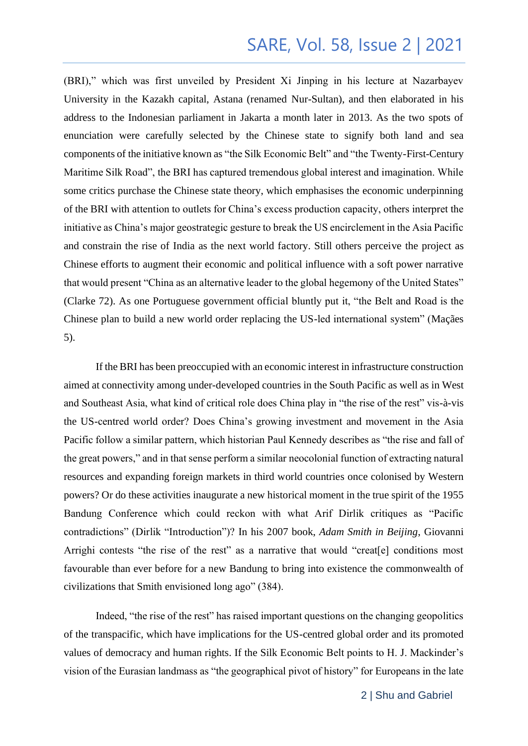(BRI)," which was first unveiled by President Xi Jinping in his lecture at Nazarbayev University in the Kazakh capital, Astana (renamed Nur-Sultan), and then elaborated in his address to the Indonesian parliament in Jakarta a month later in 2013. As the two spots of enunciation were carefully selected by the Chinese state to signify both land and sea components of the initiative known as "the Silk Economic Belt" and "the Twenty-First-Century Maritime Silk Road", the BRI has captured tremendous global interest and imagination. While some critics purchase the Chinese state theory, which emphasises the economic underpinning of the BRI with attention to outlets for China's excess production capacity, others interpret the initiative as China's major geostrategic gesture to break the US encirclement in the Asia Pacific and constrain the rise of India as the next world factory. Still others perceive the project as Chinese efforts to augment their economic and political influence with a soft power narrative that would present "China as an alternative leader to the global hegemony of the United States" (Clarke 72). As one Portuguese government official bluntly put it, "the Belt and Road is the Chinese plan to build a new world order replacing the US-led international system" (Maçães 5).

If the BRI has been preoccupied with an economic interest in infrastructure construction aimed at connectivity among under-developed countries in the South Pacific as well as in West and Southeast Asia, what kind of critical role does China play in "the rise of the rest" vis-à-vis the US-centred world order? Does China's growing investment and movement in the Asia Pacific follow a similar pattern, which historian Paul Kennedy describes as "the rise and fall of the great powers," and in that sense perform a similar neocolonial function of extracting natural resources and expanding foreign markets in third world countries once colonised by Western powers? Or do these activities inaugurate a new historical moment in the true spirit of the 1955 Bandung Conference which could reckon with what Arif Dirlik critiques as "Pacific contradictions" (Dirlik "Introduction")? In his 2007 book, *Adam Smith in Beijing*, Giovanni Arrighi contests "the rise of the rest" as a narrative that would "creat[e] conditions most favourable than ever before for a new Bandung to bring into existence the commonwealth of civilizations that Smith envisioned long ago" (384).

Indeed, "the rise of the rest" has raised important questions on the changing geopolitics of the transpacific, which have implications for the US-centred global order and its promoted values of democracy and human rights. If the Silk Economic Belt points to H. J. Mackinder's vision of the Eurasian landmass as "the geographical pivot of history" for Europeans in the late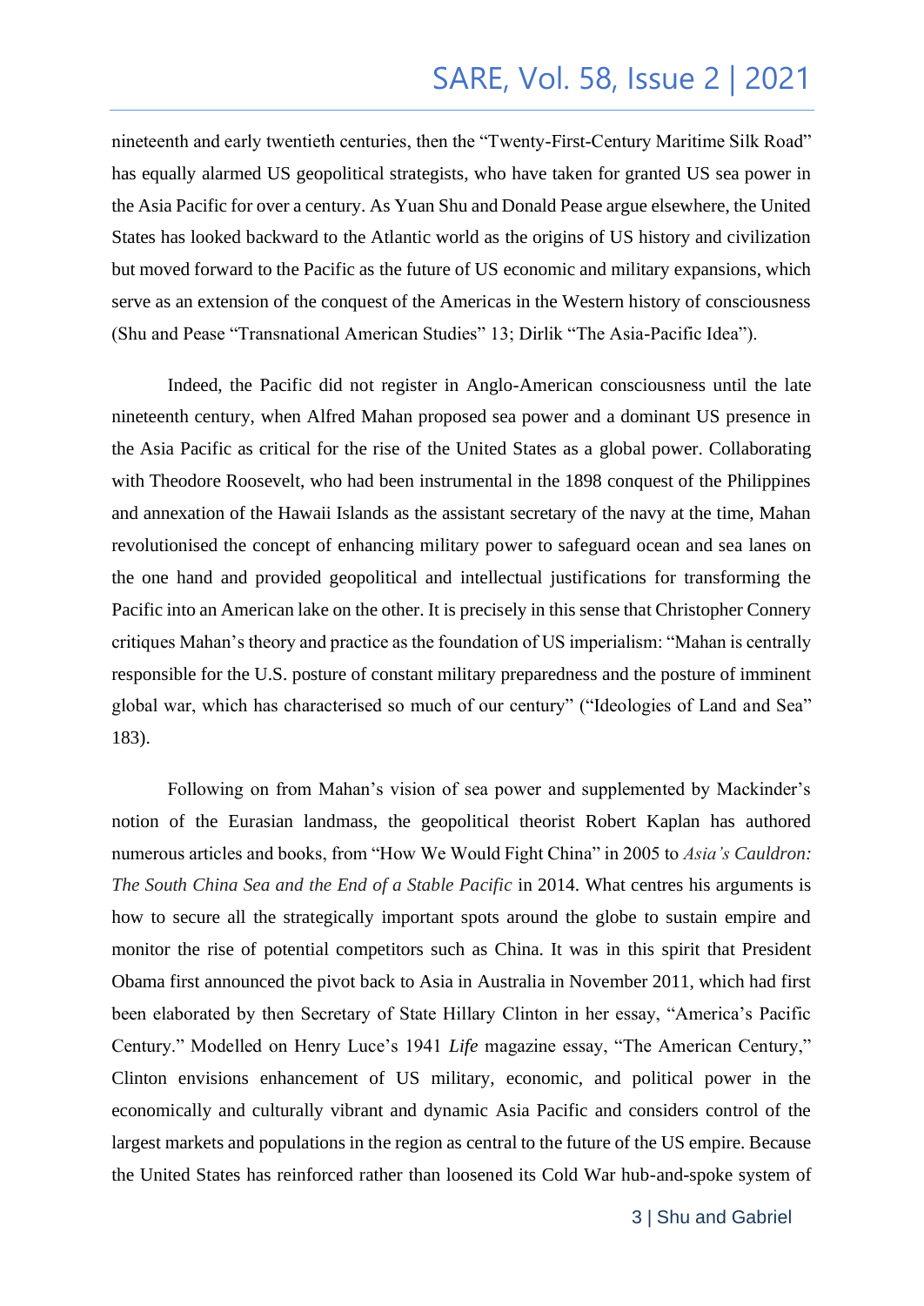nineteenth and early twentieth centuries, then the "Twenty-First-Century Maritime Silk Road" has equally alarmed US geopolitical strategists, who have taken for granted US sea power in the Asia Pacific for over a century. As Yuan Shu and Donald Pease argue elsewhere, the United States has looked backward to the Atlantic world as the origins of US history and civilization but moved forward to the Pacific as the future of US economic and military expansions, which serve as an extension of the conquest of the Americas in the Western history of consciousness (Shu and Pease "Transnational American Studies" 13; Dirlik "The Asia-Pacific Idea").

Indeed, the Pacific did not register in Anglo-American consciousness until the late nineteenth century, when Alfred Mahan proposed sea power and a dominant US presence in the Asia Pacific as critical for the rise of the United States as a global power. Collaborating with Theodore Roosevelt, who had been instrumental in the 1898 conquest of the Philippines and annexation of the Hawaii Islands as the assistant secretary of the navy at the time, Mahan revolutionised the concept of enhancing military power to safeguard ocean and sea lanes on the one hand and provided geopolitical and intellectual justifications for transforming the Pacific into an American lake on the other. It is precisely in this sense that Christopher Connery critiques Mahan's theory and practice as the foundation of US imperialism: "Mahan is centrally responsible for the U.S. posture of constant military preparedness and the posture of imminent global war, which has characterised so much of our century" ("Ideologies of Land and Sea" 183).

Following on from Mahan's vision of sea power and supplemented by Mackinder's notion of the Eurasian landmass, the geopolitical theorist Robert Kaplan has authored numerous articles and books, from "How We Would Fight China" in 2005 to *Asia's Cauldron: The South China Sea and the End of a Stable Pacific* in 2014. What centres his arguments is how to secure all the strategically important spots around the globe to sustain empire and monitor the rise of potential competitors such as China. It was in this spirit that President Obama first announced the pivot back to Asia in Australia in November 2011, which had first been elaborated by then Secretary of State Hillary Clinton in her essay, "America's Pacific Century." Modelled on Henry Luce's 1941 *Life* magazine essay, "The American Century," Clinton envisions enhancement of US military, economic, and political power in the economically and culturally vibrant and dynamic Asia Pacific and considers control of the largest markets and populations in the region as central to the future of the US empire. Because the United States has reinforced rather than loosened its Cold War hub-and-spoke system of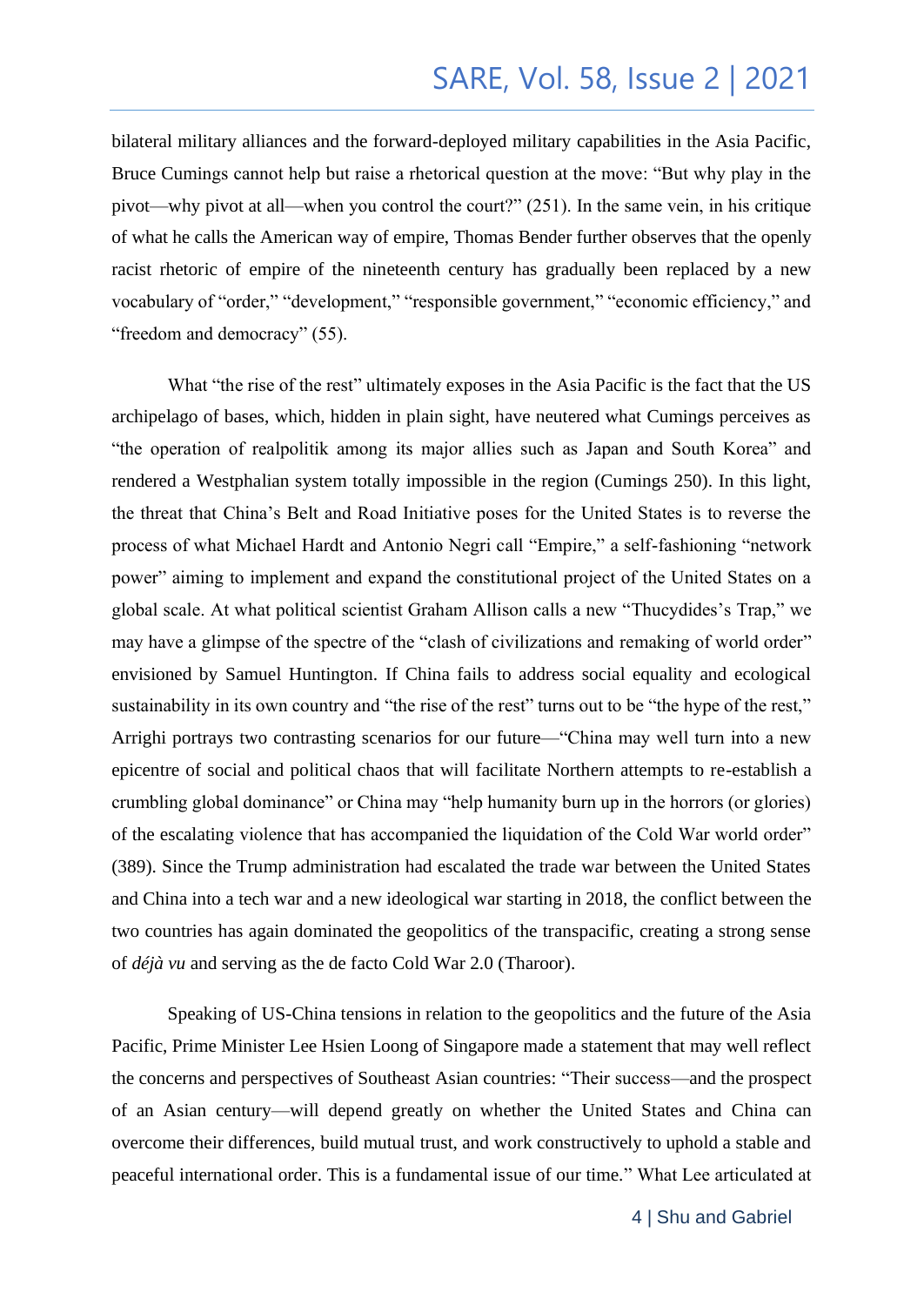bilateral military alliances and the forward-deployed military capabilities in the Asia Pacific, Bruce Cumings cannot help but raise a rhetorical question at the move: "But why play in the pivot—why pivot at all—when you control the court?" (251). In the same vein, in his critique of what he calls the American way of empire, Thomas Bender further observes that the openly racist rhetoric of empire of the nineteenth century has gradually been replaced by a new vocabulary of "order," "development," "responsible government," "economic efficiency," and "freedom and democracy" (55).

What "the rise of the rest" ultimately exposes in the Asia Pacific is the fact that the US archipelago of bases, which, hidden in plain sight, have neutered what Cumings perceives as "the operation of realpolitik among its major allies such as Japan and South Korea" and rendered a Westphalian system totally impossible in the region (Cumings 250). In this light, the threat that China's Belt and Road Initiative poses for the United States is to reverse the process of what Michael Hardt and Antonio Negri call "Empire," a self-fashioning "network power" aiming to implement and expand the constitutional project of the United States on a global scale. At what political scientist Graham Allison calls a new "Thucydides's Trap," we may have a glimpse of the spectre of the "clash of civilizations and remaking of world order" envisioned by Samuel Huntington. If China fails to address social equality and ecological sustainability in its own country and "the rise of the rest" turns out to be "the hype of the rest," Arrighi portrays two contrasting scenarios for our future—"China may well turn into a new epicentre of social and political chaos that will facilitate Northern attempts to re-establish a crumbling global dominance" or China may "help humanity burn up in the horrors (or glories) of the escalating violence that has accompanied the liquidation of the Cold War world order" (389). Since the Trump administration had escalated the trade war between the United States and China into a tech war and a new ideological war starting in 2018, the conflict between the two countries has again dominated the geopolitics of the transpacific, creating a strong sense of *déjà vu* and serving as the de facto Cold War 2.0 (Tharoor).

Speaking of US-China tensions in relation to the geopolitics and the future of the Asia Pacific, Prime Minister Lee Hsien Loong of Singapore made a statement that may well reflect the concerns and perspectives of Southeast Asian countries: "Their success—and the prospect of an Asian century—will depend greatly on whether the United States and China can overcome their differences, build mutual trust, and work constructively to uphold a stable and peaceful international order. This is a fundamental issue of our time." What Lee articulated at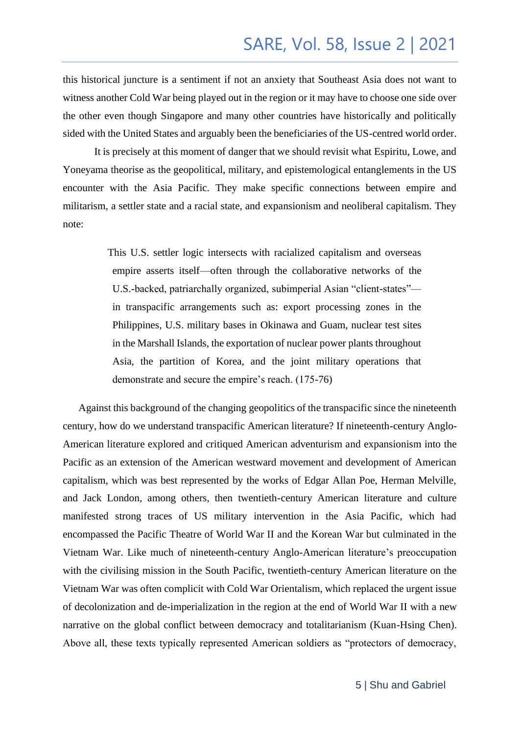this historical juncture is a sentiment if not an anxiety that Southeast Asia does not want to witness another Cold War being played out in the region or it may have to choose one side over the other even though Singapore and many other countries have historically and politically sided with the United States and arguably been the beneficiaries of the US-centred world order.

It is precisely at this moment of danger that we should revisit what Espiritu, Lowe, and Yoneyama theorise as the geopolitical, military, and epistemological entanglements in the US encounter with the Asia Pacific. They make specific connections between empire and militarism, a settler state and a racial state, and expansionism and neoliberal capitalism. They note:

> This U.S. settler logic intersects with racialized capitalism and overseas empire asserts itself—often through the collaborative networks of the U.S.-backed, patriarchally organized, subimperial Asian "client-states"—in transpacific arrangements such as: export processing zones in the Philippines, U.S. military bases in Okinawa and Guam, nuclear test sites in the Marshall Islands, the exportation of nuclear power plants throughout Asia, the partition of Korea, and the joint military operations that demonstrate and secure the empire's reach. (175-76)

Against this background of the changing geopolitics of the transpacific since the nineteenth century, how do we understand transpacific American literature? If nineteenth-century Anglo-American literature explored and critiqued American adventurism and expansionism into the Pacific as an extension of the American westward movement and development of American capitalism, which was best represented by the works of Edgar Allan Poe, Herman Melville, and Jack London, among others, then twentieth-century American literature and culture manifested strong traces of US military intervention in the Asia Pacific, which had encompassed the Pacific Theatre of World War II and the Korean War but culminated in the Vietnam War. Like much of nineteenth-century Anglo-American literature's preoccupation with the civilising mission in the South Pacific, twentieth-century American literature on the Vietnam War was often complicit with Cold War Orientalism, which replaced the urgent issue of decolonization and de-imperialization in the region at the end of World War II with a new narrative on the global conflict between democracy and totalitarianism (Kuan-Hsing Chen). Above all, these texts typically represented American soldiers as "protectors of democracy,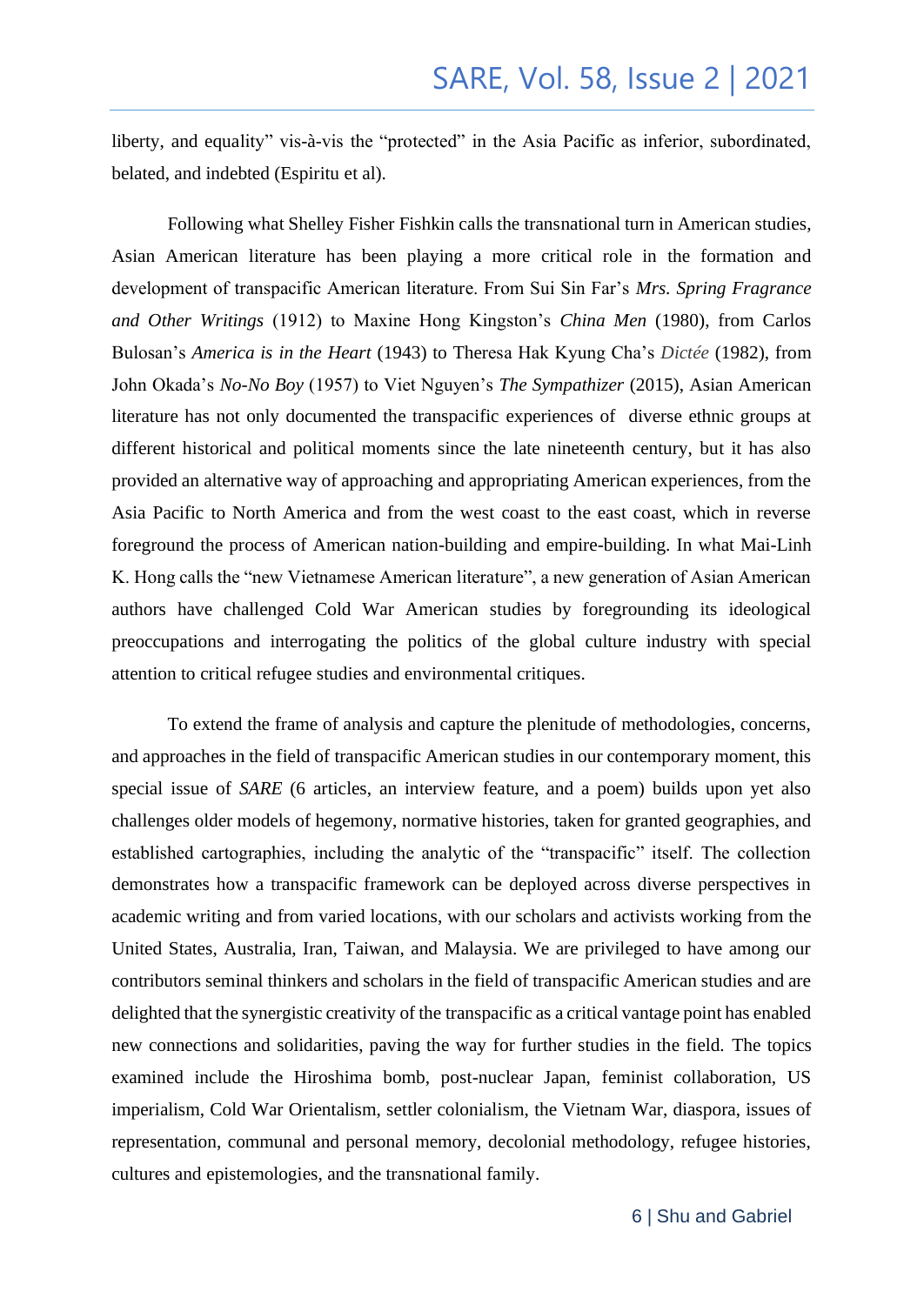liberty, and equality" vis-à-vis the "protected" in the Asia Pacific as inferior, subordinated, belated, and indebted (Espiritu et al).

Following what Shelley Fisher Fishkin calls the transnational turn in American studies, Asian American literature has been playing a more critical role in the formation and development of transpacific American literature. From Sui Sin Far's *Mrs. Spring Fragrance and Other Writings* (1912) to Maxine Hong Kingston's *China Men* (1980), from Carlos Bulosan's *America is in the Heart* (1943) to Theresa Hak Kyung Cha's *Dictée* (1982), from John Okada's *No-No Boy* (1957) to Viet Nguyen's *The Sympathizer* (2015), Asian American literature has not only documented the transpacific experiences of diverse ethnic groups at different historical and political moments since the late nineteenth century, but it has also provided an alternative way of approaching and appropriating American experiences, from the Asia Pacific to North America and from the west coast to the east coast, which in reverse foreground the process of American nation-building and empire-building. In what Mai-Linh K. Hong calls the "new Vietnamese American literature", a new generation of Asian American authors have challenged Cold War American studies by foregrounding its ideological preoccupations and interrogating the politics of the global culture industry with special attention to critical refugee studies and environmental critiques.

To extend the frame of analysis and capture the plenitude of methodologies, concerns, and approaches in the field of transpacific American studies in our contemporary moment, this special issue of *SARE* (6 articles, an interview feature, and a poem) builds upon yet also challenges older models of hegemony, normative histories, taken for granted geographies, and established cartographies, including the analytic of the "transpacific" itself. The collection demonstrates how a transpacific framework can be deployed across diverse perspectives in academic writing and from varied locations, with our scholars and activists working from the United States, Australia, Iran, Taiwan, and Malaysia. We are privileged to have among our contributors seminal thinkers and scholars in the field of transpacific American studies and are delighted that the synergistic creativity of the transpacific as a critical vantage point has enabled new connections and solidarities, paving the way for further studies in the field. The topics examined include the Hiroshima bomb, post-nuclear Japan, feminist collaboration, US imperialism, Cold War Orientalism, settler colonialism, the Vietnam War, diaspora, issues of representation, communal and personal memory, decolonial methodology, refugee histories, cultures and epistemologies, and the transnational family.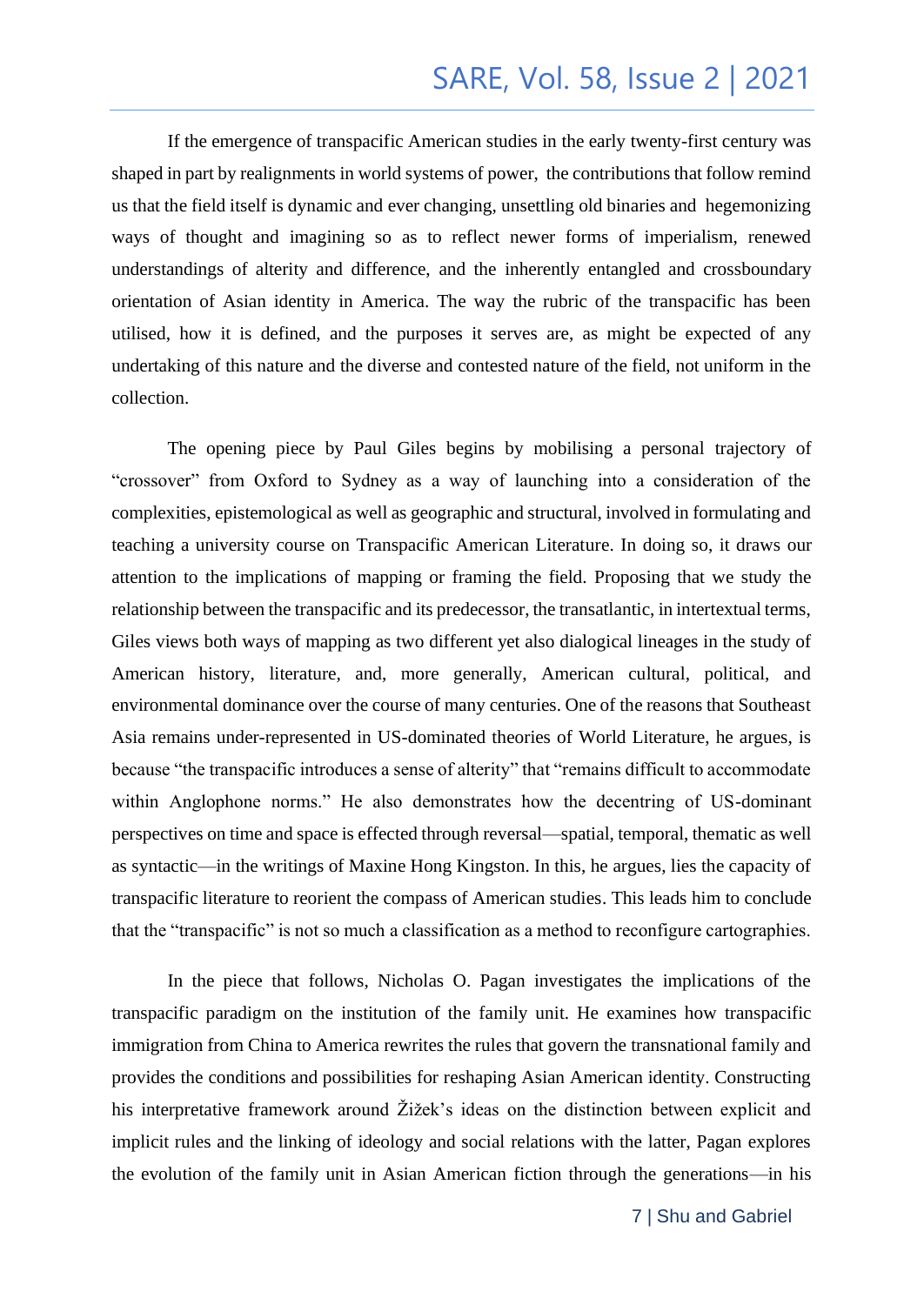If the emergence of transpacific American studies in the early twenty-first century was shaped in part by realignments in world systems of power, the contributions that follow remind us that the field itself is dynamic and ever changing, unsettling old binaries and hegemonizing ways of thought and imagining so as to reflect newer forms of imperialism, renewed understandings of alterity and difference, and the inherently entangled and crossboundary orientation of Asian identity in America. The way the rubric of the transpacific has been utilised, how it is defined, and the purposes it serves are, as might be expected of any undertaking of this nature and the diverse and contested nature of the field, not uniform in the collection.

The opening piece by Paul Giles begins by mobilising a personal trajectory of "crossover" from Oxford to Sydney as a way of launching into a consideration of the complexities, epistemological as well as geographic and structural, involved in formulating and teaching a university course on Transpacific American Literature. In doing so, it draws our attention to the implications of mapping or framing the field. Proposing that we study the relationship between the transpacific and its predecessor, the transatlantic, in intertextual terms, Giles views both ways of mapping as two different yet also dialogical lineages in the study of American history, literature, and, more generally, American cultural, political, and environmental dominance over the course of many centuries. One of the reasons that Southeast Asia remains under-represented in US-dominated theories of World Literature, he argues, is because "the transpacific introduces a sense of alterity" that "remains difficult to accommodate within Anglophone norms." He also demonstrates how the decentring of US-dominant perspectives on time and space is effected through reversal—spatial, temporal, thematic as well as syntactic—in the writings of Maxine Hong Kingston. In this, he argues, lies the capacity of transpacific literature to reorient the compass of American studies. This leads him to conclude that the "transpacific" is not so much a classification as a method to reconfigure cartographies.

In the piece that follows, Nicholas O. Pagan investigates the implications of the transpacific paradigm on the institution of the family unit. He examines how transpacific immigration from China to America rewrites the rules that govern the transnational family and provides the conditions and possibilities for reshaping Asian American identity. Constructing his interpretative framework around Žižek's ideas on the distinction between explicit and implicit rules and the linking of ideology and social relations with the latter, Pagan explores the evolution of the family unit in Asian American fiction through the generations—in his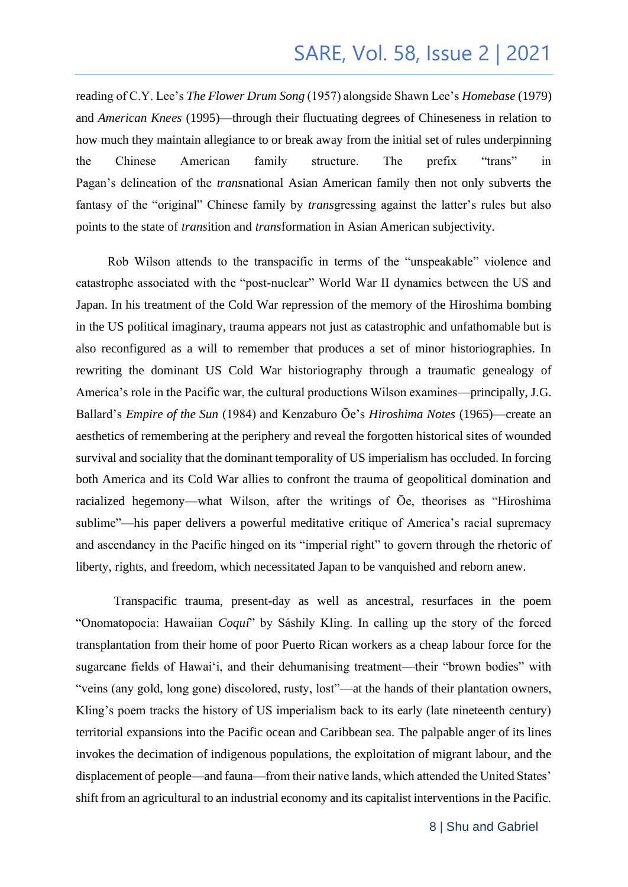reading of C.Y. Lee's *The Flower Drum Song* (1957) alongside Shawn Lee's *Homebase* (1979) and *American Knees* (1995)—through their fluctuating degrees of Chineseness in relation to how much they maintain allegiance to or break away from the initial set of rules underpinning the Chinese American family structure. The prefix "trans" in Pagan's delineation of the *trans*national Asian American family then not only subverts the fantasy of the "original" Chinese family by *trans*gressing against the latter's rules but also points to the state of *trans*ition and *trans*formation in Asian American subjectivity.

Rob Wilson attends to the transpacific in terms of the "unspeakable" violence and catastrophe associated with the "post-nuclear" World War II dynamics between the US and Japan. In his treatment of the Cold War repression of the memory of the Hiroshima bombing in the US political imaginary, trauma appears not just as catastrophic and unfathomable but is also reconfigured as a will to remember that produces a set of minor historiographies. In rewriting the dominant US Cold War historiography through a traumatic genealogy of America's role in the Pacific war, the cultural productions Wilson examines—principally, J.G. Ballard's *Empire of the Sun* (1984) and Kenzaburo Ōe's *Hiroshima Notes* (1965)—create an aesthetics of remembering at the periphery and reveal the forgotten historical sites of wounded survival and sociality that the dominant temporality of US imperialism has occluded. In forcing both America and its Cold War allies to confront the trauma of geopolitical domination and racialized hegemony—what Wilson, after the writings of Ōe, theorises as "Hiroshima sublime"—his paper delivers a powerful meditative critique of America's racial supremacy and ascendancy in the Pacific hinged on its "imperial right" to govern through the rhetoric of liberty, rights, and freedom, which necessitated Japan to be vanquished and reborn anew.

Transpacific trauma, present-day as well as ancestral, resurfaces in the poem "Onomatopoeia: Hawaiian *Coquí*" by Sáshily Kling. In calling up the story of the forced transplantation from their home of poor Puerto Rican workers as a cheap labour force for the sugarcane fields of Hawai'i, and their dehumanising treatment—their "brown bodies" with "veins (any gold, long gone) discolored, rusty, lost"—at the hands of their plantation owners, Kling's poem tracks the history of US imperialism back to its early (late nineteenth century) territorial expansions into the Pacific ocean and Caribbean sea. The palpable anger of its lines invokes the decimation of indigenous populations, the exploitation of migrant labour, and the displacement of people—and fauna—from their native lands, which attended the United States' shift from an agricultural to an industrial economy and its capitalist interventions in the Pacific.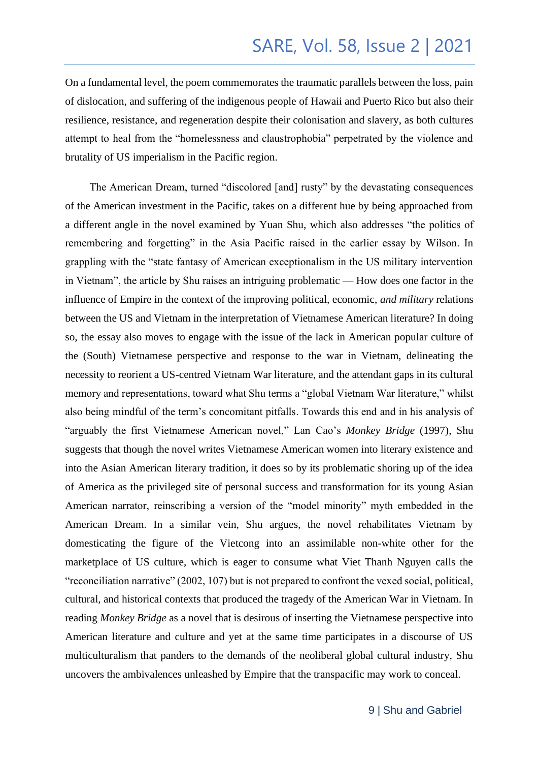On a fundamental level, the poem commemorates the traumatic parallels between the loss, pain of dislocation, and suffering of the indigenous people of Hawaii and Puerto Rico but also their resilience, resistance, and regeneration despite their colonisation and slavery, as both cultures attempt to heal from the "homelessness and claustrophobia" perpetrated by the violence and brutality of US imperialism in the Pacific region.

The American Dream, turned "discolored [and] rusty" by the devastating consequences of the American investment in the Pacific, takes on a different hue by being approached from a different angle in the novel examined by Yuan Shu, which also addresses "the politics of remembering and forgetting" in the Asia Pacific raised in the earlier essay by Wilson. In grappling with the "state fantasy of American exceptionalism in the US military intervention in Vietnam", the article by Shu raises an intriguing problematic — How does one factor in the influence of Empire in the context of the improving political, economic, *and military* relations between the US and Vietnam in the interpretation of Vietnamese American literature? In doing so, the essay also moves to engage with the issue of the lack in American popular culture of the (South) Vietnamese perspective and response to the war in Vietnam, delineating the necessity to reorient a US-centred Vietnam War literature, and the attendant gaps in its cultural memory and representations, toward what Shu terms a "global Vietnam War literature," whilst also being mindful of the term's concomitant pitfalls. Towards this end and in his analysis of "arguably the first Vietnamese American novel," Lan Cao's *Monkey Bridge* (1997), Shu suggests that though the novel writes Vietnamese American women into literary existence and into the Asian American literary tradition, it does so by its problematic shoring up of the idea of America as the privileged site of personal success and transformation for its young Asian American narrator, reinscribing a version of the "model minority" myth embedded in the American Dream. In a similar vein, Shu argues, the novel rehabilitates Vietnam by domesticating the figure of the Vietcong into an assimilable non-white other for the marketplace of US culture, which is eager to consume what Viet Thanh Nguyen calls the "reconciliation narrative" (2002, 107) but is not prepared to confront the vexed social, political, cultural, and historical contexts that produced the tragedy of the American War in Vietnam. In reading *Monkey Bridge* as a novel that is desirous of inserting the Vietnamese perspective into American literature and culture and yet at the same time participates in a discourse of US multiculturalism that panders to the demands of the neoliberal global cultural industry, Shu uncovers the ambivalences unleashed by Empire that the transpacific may work to conceal.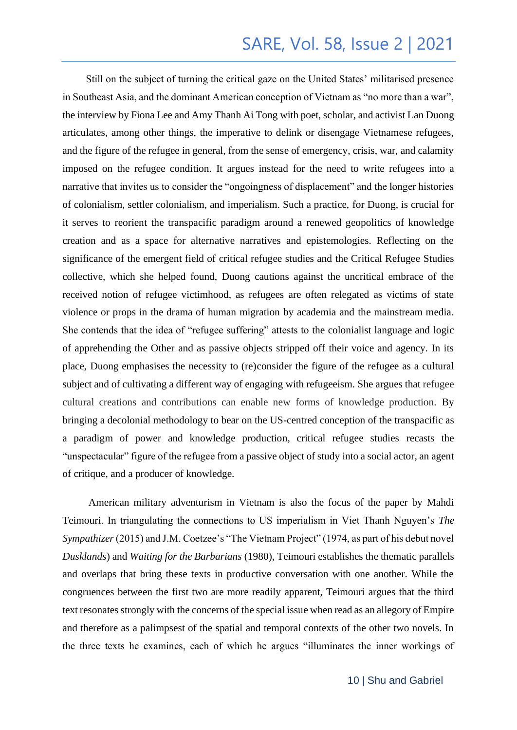Still on the subject of turning the critical gaze on the United States' militarised presence in Southeast Asia, and the dominant American conception of Vietnam as "no more than a war", the interview by Fiona Lee and Amy Thanh Ai Tong with poet, scholar, and activist Lan Duong articulates, among other things, the imperative to delink or disengage Vietnamese refugees, and the figure of the refugee in general, from the sense of emergency, crisis, war, and calamity imposed on the refugee condition. It argues instead for the need to write refugees into a narrative that invites us to consider the "ongoingness of displacement" and the longer histories of colonialism, settler colonialism, and imperialism. Such a practice, for Duong, is crucial for it serves to reorient the transpacific paradigm around a renewed geopolitics of knowledge creation and as a space for alternative narratives and epistemologies. Reflecting on the significance of the emergent field of critical refugee studies and the Critical Refugee Studies collective, which she helped found, Duong cautions against the uncritical embrace of the received notion of refugee victimhood, as refugees are often relegated as victims of state violence or props in the drama of human migration by academia and the mainstream media. She contends that the idea of "refugee suffering" attests to the colonialist language and logic of apprehending the Other and as passive objects stripped off their voice and agency. In its place, Duong emphasises the necessity to (re)consider the figure of the refugee as a cultural subject and of cultivating a different way of engaging with refugeeism. She argues that refugee cultural creations and contributions can enable new forms of knowledge production. By bringing a decolonial methodology to bear on the US-centred conception of the transpacific as a paradigm of power and knowledge production, critical refugee studies recasts the "unspectacular" figure of the refugee from a passive object of study into a social actor, an agent of critique, and a producer of knowledge.

American military adventurism in Vietnam is also the focus of the paper by Mahdi Teimouri. In triangulating the connections to US imperialism in Viet Thanh Nguyen's *The Sympathizer* (2015) and J.M. Coetzee's "The Vietnam Project" (1974, as part of his debut novel *Dusklands*) and *Waiting for the Barbarians* (1980), Teimouri establishes the thematic parallels and overlaps that bring these texts in productive conversation with one another. While the congruences between the first two are more readily apparent, Teimouri argues that the third text resonates strongly with the concerns of the special issue when read as an allegory of Empire and therefore as a palimpsest of the spatial and temporal contexts of the other two novels. In the three texts he examines, each of which he argues "illuminates the inner workings of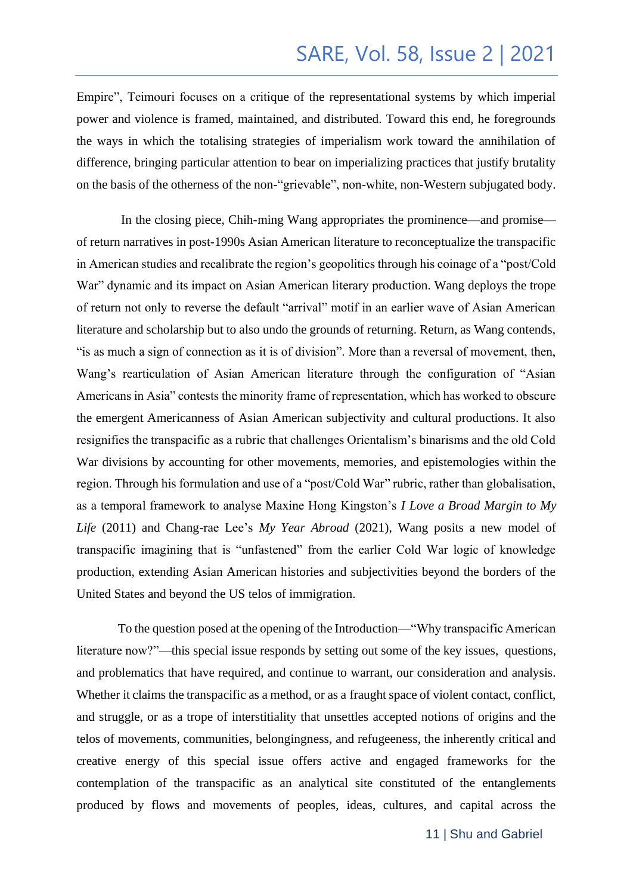Empire", Teimouri focuses on a critique of the representational systems by which imperial power and violence is framed, maintained, and distributed. Toward this end, he foregrounds the ways in which the totalising strategies of imperialism work toward the annihilation of difference, bringing particular attention to bear on imperializing practices that justify brutality on the basis of the otherness of the non-"grievable", non-white, non-Western subjugated body.

In the closing piece, Chih-ming Wang appropriates the prominence—and promise—of return narratives in post-1990s Asian American literature to reconceptualize the transpacific in American studies and recalibrate the region's geopolitics through his coinage of a "post/Cold War" dynamic and its impact on Asian American literary production. Wang deploys the trope of return not only to reverse the default "arrival" motif in an earlier wave of Asian American literature and scholarship but to also undo the grounds of returning. Return, as Wang contends, "is as much a sign of connection as it is of division". More than a reversal of movement, then, Wang's rearticulation of Asian American literature through the configuration of "Asian Americans in Asia" contests the minority frame of representation, which has worked to obscure the emergent Americanness of Asian American subjectivity and cultural productions. It also resignifies the transpacific as a rubric that challenges Orientalism's binarisms and the old Cold War divisions by accounting for other movements, memories, and epistemologies within the region. Through his formulation and use of a "post/Cold War" rubric, rather than globalisation, as a temporal framework to analyse Maxine Hong Kingston's *I Love a Broad Margin to My Life* (2011) and Chang-rae Lee's *My Year Abroad* (2021), Wang posits a new model of transpacific imagining that is "unfastened" from the earlier Cold War logic of knowledge production, extending Asian American histories and subjectivities beyond the borders of the United States and beyond the US telos of immigration.

To the question posed at the opening of the Introduction—"Why transpacific American literature now?"—this special issue responds by setting out some of the key issues, questions, and problematics that have required, and continue to warrant, our consideration and analysis. Whether it claims the transpacific as a method, or as a fraught space of violent contact, conflict, and struggle, or as a trope of interstitiality that unsettles accepted notions of origins and the telos of movements, communities, belongingness, and refugeeness, the inherently critical and creative energy of this special issue offers active and engaged frameworks for the contemplation of the transpacific as an analytical site constituted of the entanglements produced by flows and movements of peoples, ideas, cultures, and capital across the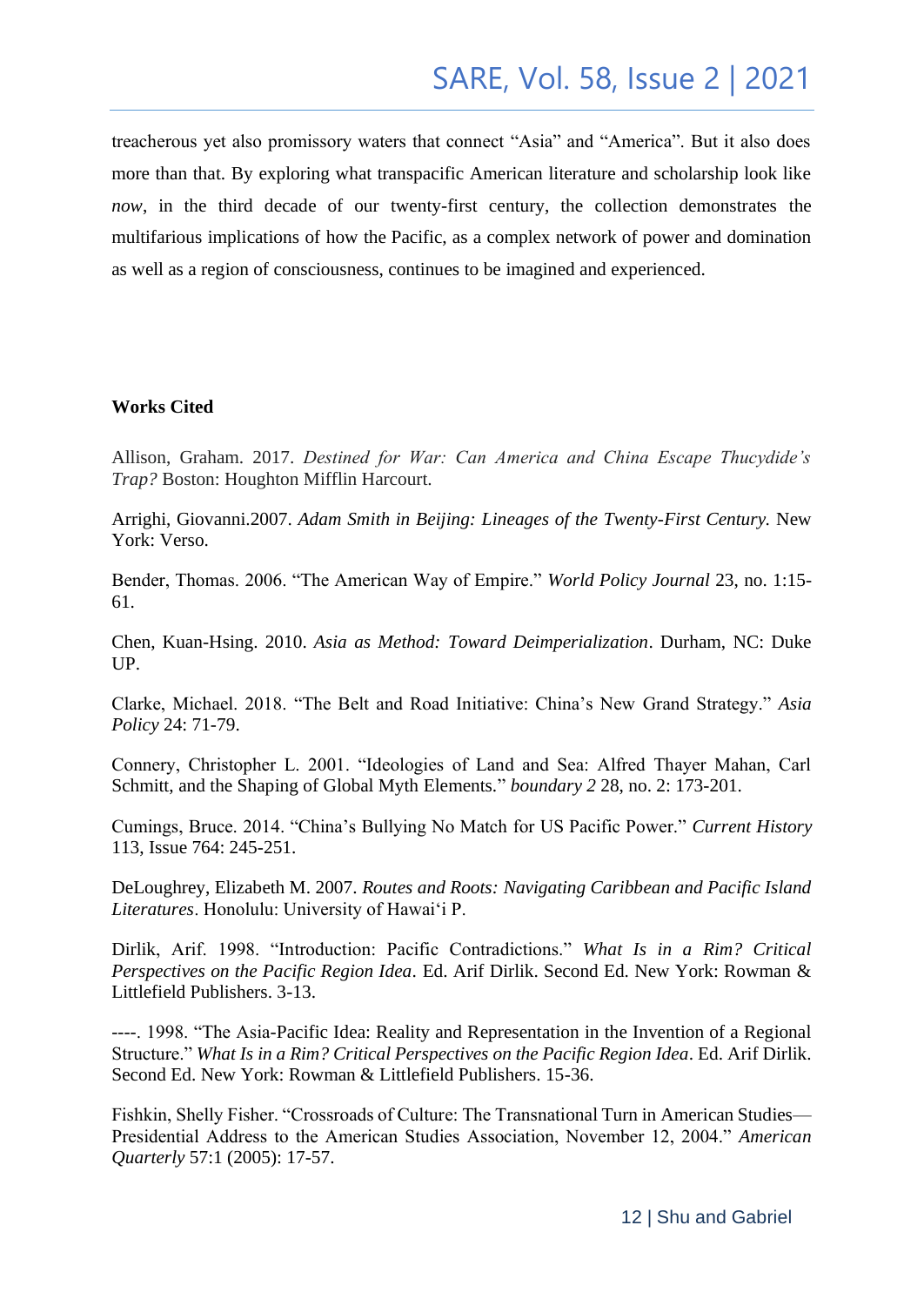treacherous yet also promissory waters that connect "Asia" and "America". But it also does more than that. By exploring what transpacific American literature and scholarship look like *now*, in the third decade of our twenty-first century, the collection demonstrates the multifarious implications of how the Pacific, as a complex network of power and domination as well as a region of consciousness, continues to be imagined and experienced.

**Works Cited**

Allison, Graham. 2017. *Destined for War: Can America and China Escape Thucydide's Trap?* Boston: Houghton Mifflin Harcourt.

Arrighi, Giovanni.2007. *Adam Smith in Beijing: Lineages of the Twenty-First Century.* New York: Verso.

Bender, Thomas. 2006. "The American Way of Empire." *World Policy Journal* 23, no. 1:15-61.

Chen, Kuan-Hsing. 2010. *Asia as Method: Toward Deimperialization*. Durham, NC: Duke UP.

Clarke, Michael. 2018. "The Belt and Road Initiative: China's New Grand Strategy." *Asia Policy* 24: 71-79.

Connery, Christopher L. 2001. "Ideologies of Land and Sea: Alfred Thayer Mahan, Carl Schmitt, and the Shaping of Global Myth Elements." *boundary 2* 28, no. 2: 173-201.

Cumings, Bruce. 2014. "China's Bullying No Match for US Pacific Power." *Current History* 113, Issue 764: 245-251.

DeLoughrey, Elizabeth M. 2007. *Routes and Roots: Navigating Caribbean and Pacific Island Literatures*. Honolulu: University of Hawai'i P.

Dirlik, Arif. 1998. "Introduction: Pacific Contradictions." *What Is in a Rim? Critical Perspectives on the Pacific Region Idea*. Ed. Arif Dirlik. Second Ed. New York: Rowman & Littlefield Publishers. 3-13.

----. 1998. "The Asia-Pacific Idea: Reality and Representation in the Invention of a Regional Structure." *What Is in a Rim? Critical Perspectives on the Pacific Region Idea*. Ed. Arif Dirlik. Second Ed. New York: Rowman & Littlefield Publishers. 15-36.

Fishkin, Shelly Fisher. "Crossroads of Culture: The Transnational Turn in American Studies—Presidential Address to the American Studies Association, November 12, 2004." *American Quarterly* 57:1 (2005): 17-57.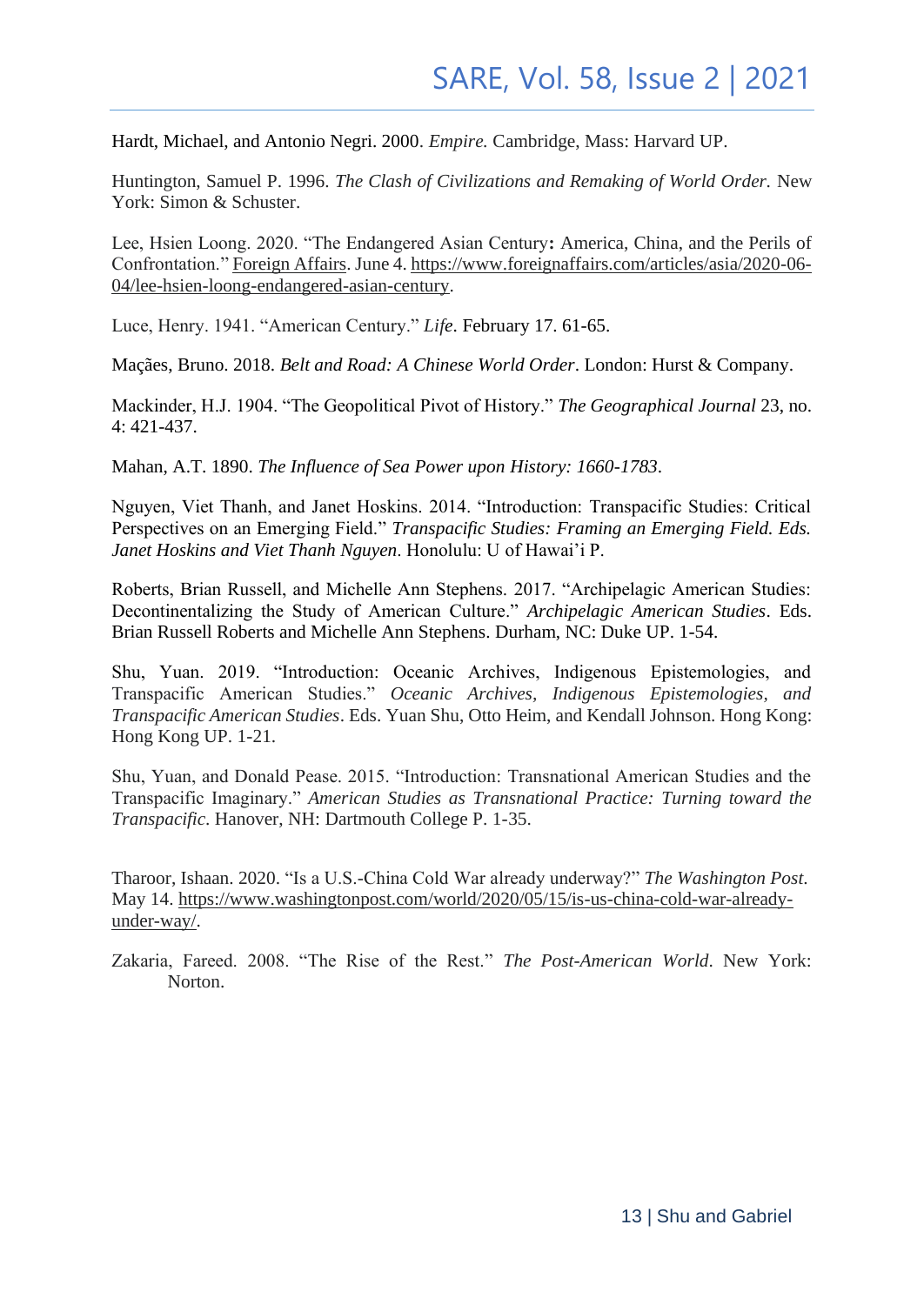Hardt, Michael, and Antonio Negri. 2000. *Empire.* Cambridge, Mass: Harvard UP.

Huntington, Samuel P. 1996. *The Clash of Civilizations and Remaking of World Order.* New York: Simon & Schuster.

Lee, Hsien Loong. 2020. "The Endangered Asian Century**:** America, China, and the Perils of Confrontation." Foreign Affairs. June 4. https://www.foreignaffairs.com/articles/asia/2020-06-04/lee-hsien-loong-endangered-asian-century.

Luce, Henry. 1941. "American Century." *Life*. February 17. 61-65.

Maçães, Bruno. 2018. *Belt and Road: A Chinese World Order*. London: Hurst & Company.

Mackinder, H.J. 1904. "The Geopolitical Pivot of History." *The Geographical Journal* 23, no. 4: 421-437.

Mahan, A.T. 1890. *The Influence of Sea Power upon History: 1660-1783*.

Nguyen, Viet Thanh, and Janet Hoskins. 2014. "Introduction: Transpacific Studies: Critical Perspectives on an Emerging Field." *Transpacific Studies: Framing an Emerging Field. Eds. Janet Hoskins and Viet Thanh Nguyen*. Honolulu: U of Hawai'i P.

Roberts, Brian Russell, and Michelle Ann Stephens. 2017. "Archipelagic American Studies: Decontinentalizing the Study of American Culture." *Archipelagic American Studies*. Eds. Brian Russell Roberts and Michelle Ann Stephens. Durham, NC: Duke UP. 1-54.

Shu, Yuan. 2019. "Introduction: Oceanic Archives, Indigenous Epistemologies, and Transpacific American Studies." *Oceanic Archives, Indigenous Epistemologies, and Transpacific American Studies*. Eds. Yuan Shu, Otto Heim, and Kendall Johnson. Hong Kong: Hong Kong UP. 1-21.

Shu, Yuan, and Donald Pease. 2015. "Introduction: Transnational American Studies and the Transpacific Imaginary." *American Studies as Transnational Practice: Turning toward the Transpacific*. Hanover, NH: Dartmouth College P. 1-35.

Tharoor, Ishaan. 2020. "Is a U.S.-China Cold War already underway?" *The Washington Post*. May 14. https://www.washingtonpost.com/world/2020/05/15/is-us-china-cold-war-already-under-way/.

Zakaria, Fareed. 2008. "The Rise of the Rest." *The Post-American World*. New York: Norton.